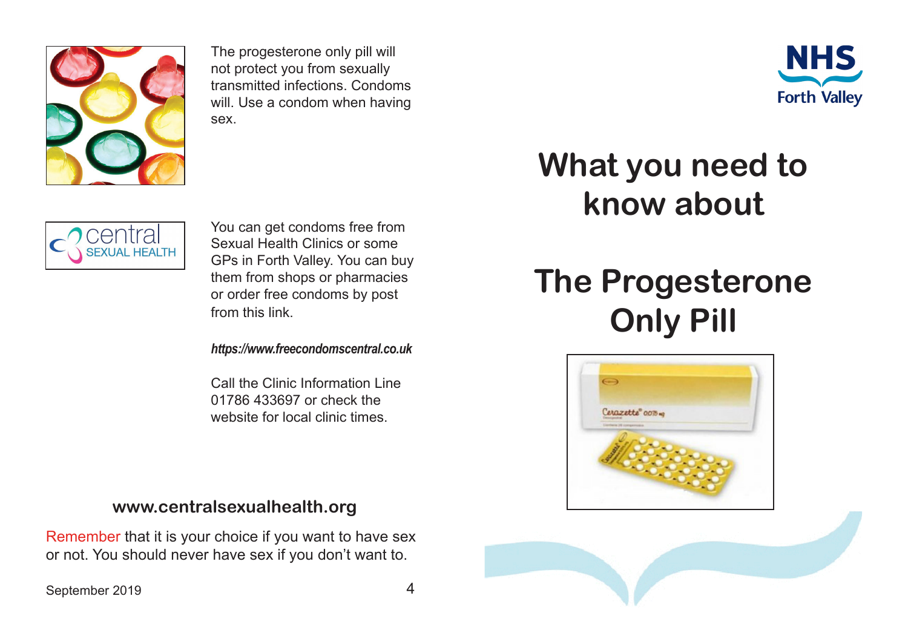The progesterone only pill will not protect you from sexually transmitted infections. Condoms will. Use a condom when having sex.

You can get condoms free from Sexual Health Clinics or some GPs in Forth Valley. You can buy them from shops or pharmacies or order free condoms by post from this link.

*https://www.freecondomscentral.co.uk*

Call the Clinic Information Line 01786 433697 or check the website for local clinic times.

**www.centralsexualhealth.org**

Remember that it is your choice if you want to have sex or not. You should never have sex if you don't want to.

September 2019

NHS Forth Valley

# What you need to know about

# The Progesterone Only Pill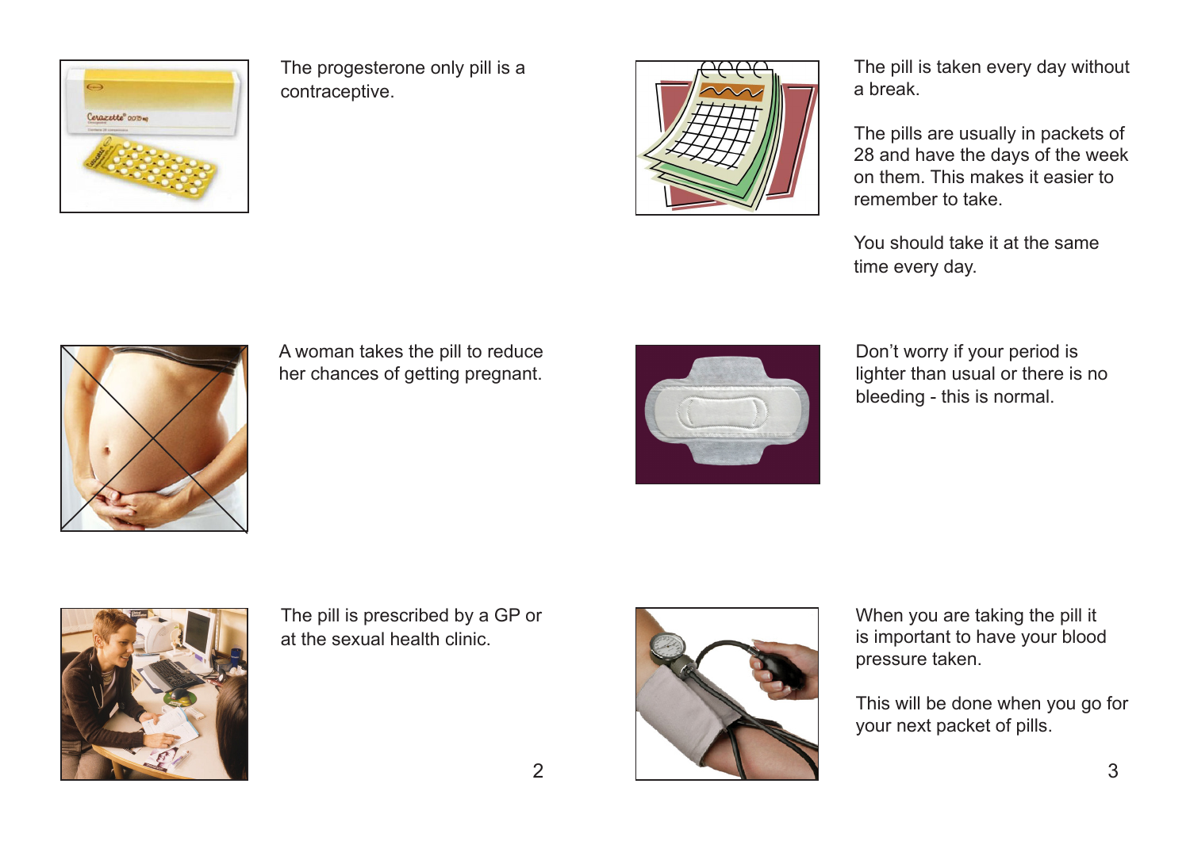The progesterone only pill is a contraceptive.

A woman takes the pill to reduce her chances of getting pregnant.

The pill is prescribed by a GP or at the sexual health clinic.

The pill is taken every day without a break.

The pills are usually in packets of 28 and have the days of the week on them. This makes it easier to remember to take.

You should take it at the same time every day.

Don't worry if your period is lighter than usual or there is no bleeding - this is normal.

When you are taking the pill it is important to have your blood pressure taken.

This will be done when you go for your next packet of pills.